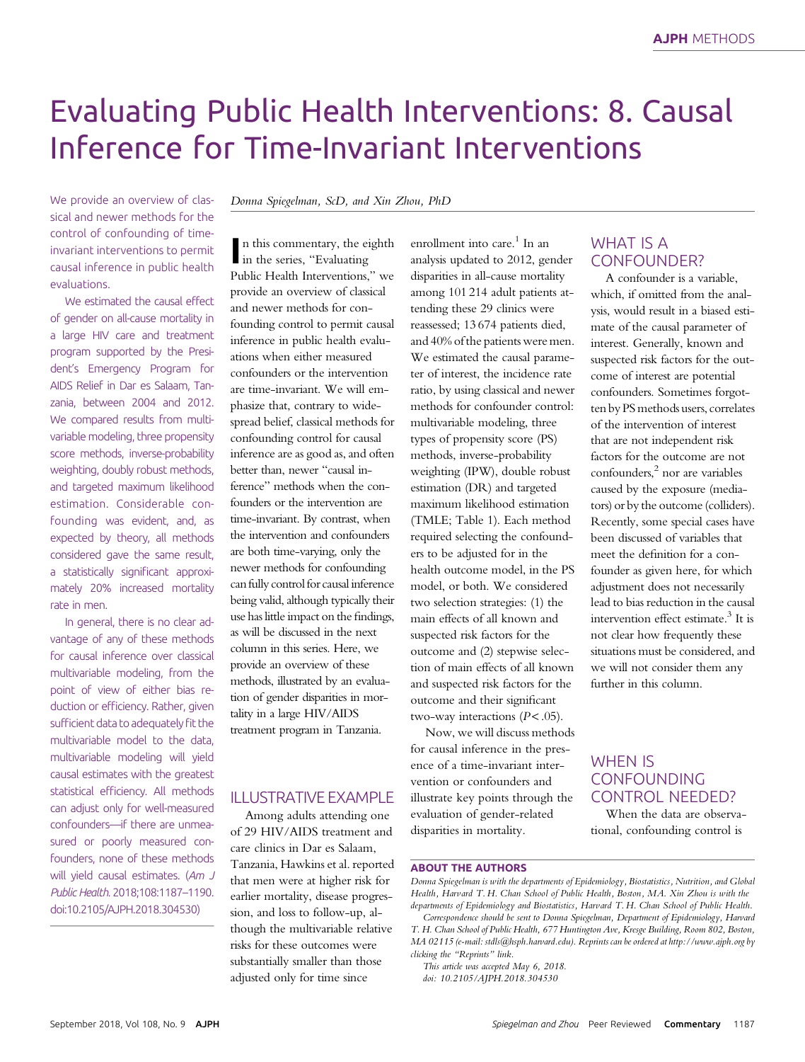# Evaluating Public Health Interventions: 8. Causal Inference for Time-Invariant Interventions

*Donna Spiegelman, ScD, and Xin Zhou, PhD*

We provide an overview of classical and newer methods for the control of confounding of time-invariant interventions to permit causal inference in public health evaluations.

We estimated the causal effect of gender on all-cause mortality in a large HIV care and treatment program supported by the President's Emergency Program for AIDS Relief in Dar es Salaam, Tanzania, between 2004 and 2012. We compared results from multivariable modeling, three propensity score methods, inverse-probability weighting, doubly robust methods, and targeted maximum likelihood estimation. Considerable confounding was evident, and, as expected by theory, all methods considered gave the same result, a statistically significant approximately 20% increased mortality rate in men.

In general, there is no clear advantage of any of these methods for causal inference over classical multivariable modeling, from the point of view of either bias reduction or efficiency. Rather, given sufficient data to adequately fit the multivariable model to the data, multivariable modeling will yield causal estimates with the greatest statistical efficiency. All methods can adjust only for well-measured confounders—if there are unmeasured or poorly measured confounders, none of these methods will yield causal estimates. (*Am J Public Health.* 2018;108:1187–1190. doi:10.2105/AJPH.2018.304530)

In this commentary, the eighth in the series, "Evaluating Public Health Interventions," we provide an overview of classical and newer methods for confounding control to permit causal inference in public health evaluations when either measured confounders or the intervention are time-invariant. We will emphasize that, contrary to widespread belief, classical methods for confounding control for causal inference are as good as, and often better than, newer "causal inference" methods when the confounders or the intervention are time-invariant. By contrast, when the intervention and confounders are both time-varying, only the newer methods for confounding can fully control for causal inference being valid, although typically their use has little impact on the findings, as will be discussed in the next column in this series. Here, we provide an overview of these methods, illustrated by an evaluation of gender disparities in mortality in a large HIV/AIDS treatment program in Tanzania.

## ILLUSTRATIVE EXAMPLE

Among adults attending one of 29 HIV/AIDS treatment and care clinics in Dar es Salaam, Tanzania, Hawkins et al. reported that men were at higher risk for earlier mortality, disease progression, and loss to follow-up, although the multivariable relative risks for these outcomes were substantially smaller than those adjusted only for time since enrollment into care.[1] In an analysis updated to 2012, gender disparities in all-cause mortality among 101 214 adult patients attending these 29 clinics were reassessed; 13 674 patients died, and 40% of the patients were men. We estimated the causal parameter of interest, the incidence rate ratio, by using classical and newer methods for confounder control: multivariable modeling, three types of propensity score (PS) methods, inverse-probability weighting (IPW), double robust estimation (DR) and targeted maximum likelihood estimation (TMLE; Table 1). Each method required selecting the confounders to be adjusted for in the health outcome model, in the PS model, or both. We considered two selection strategies: (1) the main effects of all known and suspected risk factors for the outcome and (2) stepwise selection of main effects of all known and suspected risk factors for the outcome and their significant two-way interactions ($P < .05$).

Now, we will discuss methods for causal inference in the presence of a time-invariant intervention or confounders and illustrate key points through the evaluation of gender-related disparities in mortality.

## WHAT IS A CONFOUNDER?

A confounder is a variable, which, if omitted from the analysis, would result in a biased estimate of the causal parameter of interest. Generally, known and suspected risk factors for the outcome of interest are potential confounders. Sometimes forgotten by PS methods users, correlates of the intervention of interest that are not independent risk factors for the outcome are not confounders,[2] nor are variables caused by the exposure (mediators) or by the outcome (colliders). Recently, some special cases have been discussed of variables that meet the definition for a confounder as given here, for which adjustment does not necessarily lead to bias reduction in the causal intervention effect estimate.[3] It is not clear how frequently these situations must be considered, and we will not consider them any further in this column.

## WHEN IS CONFOUNDING CONTROL NEEDED?

When the data are observational, confounding control is

### ABOUT THE AUTHORS

*Donna Spiegelman is with the departments of Epidemiology, Biostatistics, Nutrition, and Global Health, Harvard T. H. Chan School of Public Health, Boston, MA. Xin Zhou is with the departments of Epidemiology and Biostatistics, Harvard T. H. Chan School of Public Health.*

*Correspondence should be sent to Donna Spiegelman, Department of Epidemiology, Harvard T. H. Chan School of Public Health, 677 Huntington Ave, Kresge Building, Room 802, Boston, MA 02115 (e-mail: stdls@hsph.harvard.edu). Reprints can be ordered at http://www.ajph.org by clicking the "Reprints" link.*

*This article was accepted May 6, 2018.*

*doi: 10.2105/AJPH.2018.304530*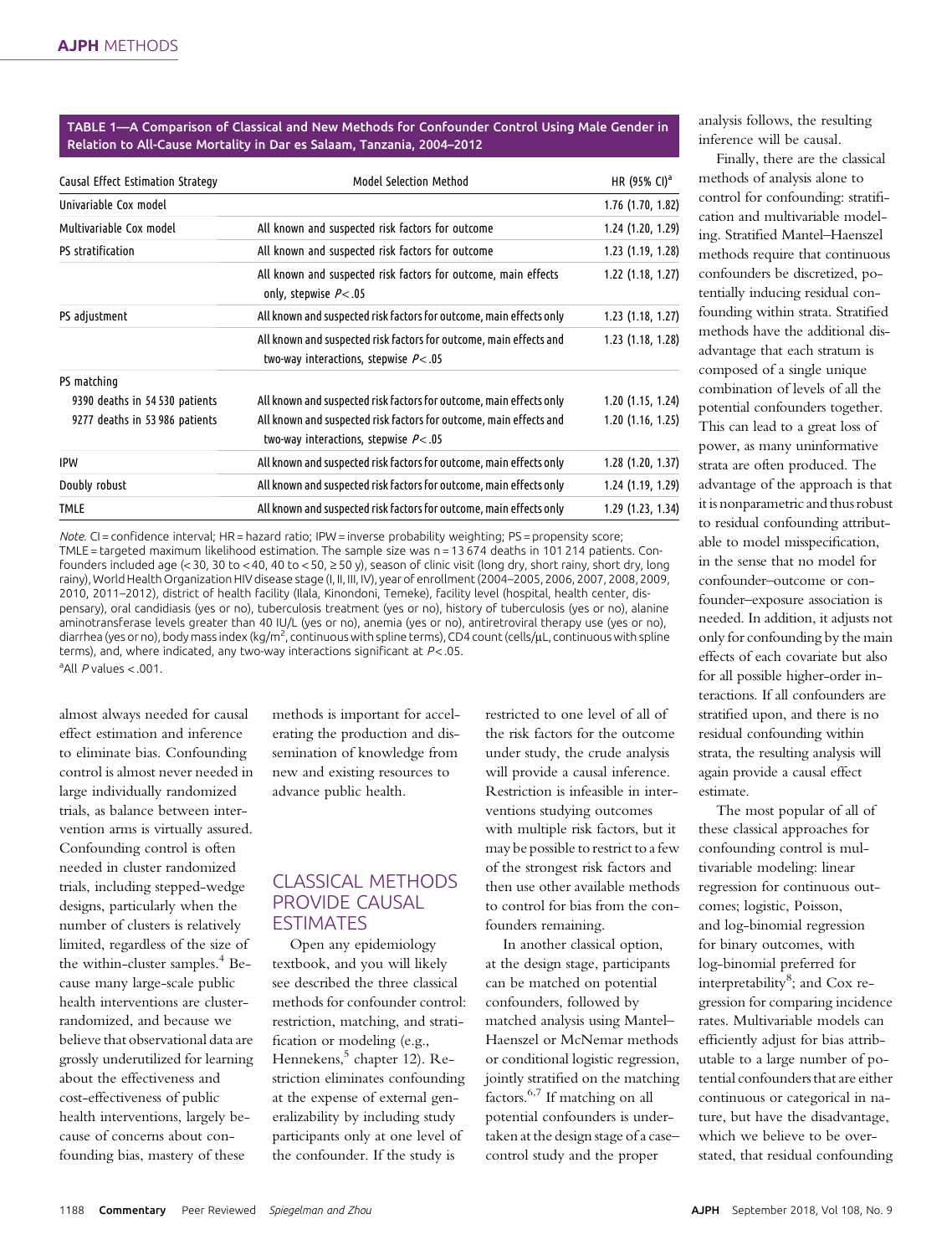**TABLE 1—A Comparison of Classical and New Methods for Confounder Control Using Male Gender in Relation to All-Cause Mortality in Dar es Salaam, Tanzania, 2004–2012**

| Causal Effect Estimation Strategy | Model Selection Method | HR (95% CI)[a] |
|---|---|---|
| Univariable Cox model | | 1.76 (1.70, 1.82) |
| Multivariable Cox model | All known and suspected risk factors for outcome | 1.24 (1.20, 1.29) |
| PS stratification | All known and suspected risk factors for outcome | 1.23 (1.19, 1.28) |
| | All known and suspected risk factors for outcome, main effects only, stepwise $P < .05$ | 1.22 (1.18, 1.27) |
| PS adjustment | All known and suspected risk factors for outcome, main effects only | 1.23 (1.18, 1.27) |
| | All known and suspected risk factors for outcome, main effects and two-way interactions, stepwise $P < .05$ | 1.23 (1.18, 1.28) |
| PS matching | | |
| 9390 deaths in 54 530 patients | All known and suspected risk factors for outcome, main effects only | 1.20 (1.15, 1.24) |
| 9277 deaths in 53 986 patients | All known and suspected risk factors for outcome, main effects and two-way interactions, stepwise $P < .05$ | 1.20 (1.16, 1.25) |
| IPW | All known and suspected risk factors for outcome, main effects only | 1.28 (1.20, 1.37) |
| Doubly robust | All known and suspected risk factors for outcome, main effects only | 1.24 (1.19, 1.29) |
| TMLE | All known and suspected risk factors for outcome, main effects only | 1.29 (1.23, 1.34) |

*Note.* CI = confidence interval; HR = hazard ratio; IPW = inverse probability weighting; PS = propensity score; TMLE = targeted maximum likelihood estimation. The sample size was n = 13 674 deaths in 101 214 patients. Confounders included age (< 30, 30 to < 40, 40 to < 50, ≥ 50 y), season of clinic visit (long dry, short rainy, short dry, long rainy), World Health Organization HIV disease stage (I, II, III, IV), year of enrollment (2004–2005, 2006, 2007, 2008, 2009, 2010, 2011–2012), district of health facility (Ilala, Kinondoni, Temeke), facility level (hospital, health center, dispensary), oral candidiasis (yes or no), tuberculosis treatment (yes or no), history of tuberculosis (yes or no), alanine aminotransferase levels greater than 40 IU/L (yes or no), anemia (yes or no), antiretroviral therapy use (yes or no), diarrhea (yes or no), body mass index (kg/m$^2$, continuous with spline terms), CD4 count (cells/µL, continuous with spline terms), and, where indicated, any two-way interactions significant at $P < .05$.

[a] All $P$ values < .001.

almost always needed for causal effect estimation and inference to eliminate bias. Confounding control is almost never needed in large individually randomized trials, as balance between intervention arms is virtually assured. Confounding control is often needed in cluster randomized trials, including stepped-wedge designs, particularly when the number of clusters is relatively limited, regardless of the size of the within-cluster samples.[4] Because many large-scale public health interventions are cluster-randomized, and because we believe that observational data are grossly underutilized for learning about the effectiveness and cost-effectiveness of public health interventions, largely because of concerns about confounding bias, mastery of these methods is important for accelerating the production and dissemination of knowledge from new and existing resources to advance public health.

## CLASSICAL METHODS PROVIDE CAUSAL ESTIMATES

Open any epidemiology textbook, and you will likely see described the three classical methods for confounder control: restriction, matching, and stratification or modeling (e.g., Hennekens,[5] chapter 12). Restriction eliminates confounding at the expense of external generalizability by including study participants only at one level of the confounder. If the study is restricted to one level of all of the risk factors for the outcome under study, the crude analysis will provide a causal inference. Restriction is infeasible in interventions studying outcomes with multiple risk factors, but it may be possible to restrict to a few of the strongest risk factors and then use other available methods to control for bias from the confounders remaining.

In another classical option, at the design stage, participants can be matched on potential confounders, followed by matched analysis using Mantel–Haenszel or McNemar methods or conditional logistic regression, jointly stratified on the matching factors.[6,7] If matching on all potential confounders is undertaken at the design stage of a case–control study and the proper analysis follows, the resulting inference will be causal.

Finally, there are the classical methods of analysis alone to control for confounding: stratification and multivariable modeling. Stratified Mantel–Haenszel methods require that continuous confounders be discretized, potentially inducing residual confounding within strata. Stratified methods have the additional disadvantage that each stratum is composed of a single unique combination of levels of all the potential confounders together. This can lead to a great loss of power, as many uninformative strata are often produced. The advantage of the approach is that it is nonparametric and thus robust to residual confounding attributable to model misspecification, in the sense that no model for confounder–outcome or confounder–exposure association is needed. In addition, it adjusts not only for confounding by the main effects of each covariate but also for all possible higher-order interactions. If all confounders are stratified upon, and there is no residual confounding within strata, the resulting analysis will again provide a causal effect estimate.

The most popular of all of these classical approaches for confounding control is multivariable modeling: linear regression for continuous outcomes; logistic, Poisson, and log-binomial regression for binary outcomes, with log-binomial preferred for interpretability[8]; and Cox regression for comparing incidence rates. Multivariable models can efficiently adjust for bias attributable to a large number of potential confounders that are either continuous or categorical in nature, but have the disadvantage, which we believe to be overstated, that residual confounding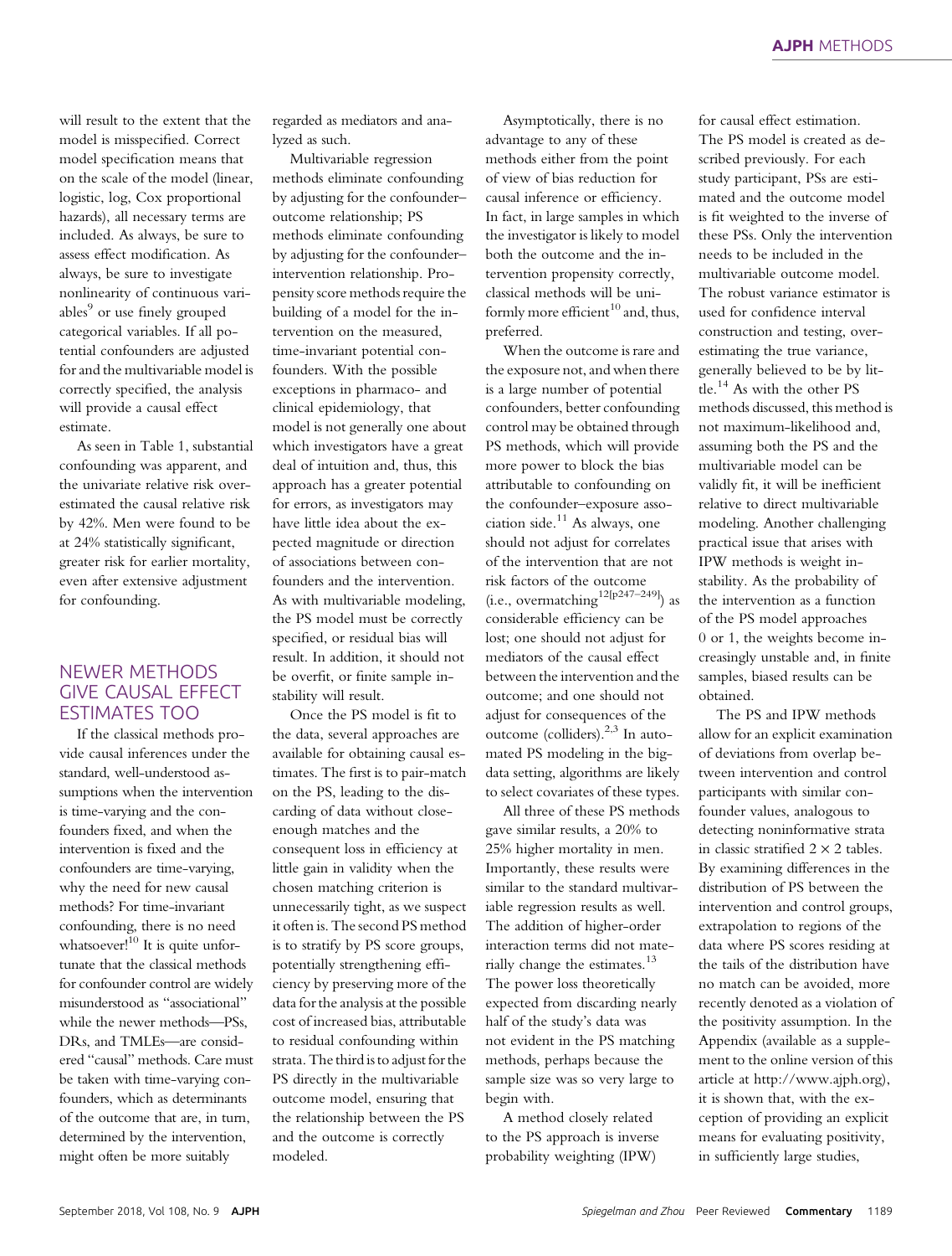will result to the extent that the model is misspecified. Correct model specification means that on the scale of the model (linear, logistic, log, Cox proportional hazards), all necessary terms are included. As always, be sure to assess effect modification. As always, be sure to investigate nonlinearity of continuous variables[9] or use finely grouped categorical variables. If all potential confounders are adjusted for and the multivariable model is correctly specified, the analysis will provide a causal effect estimate.

As seen in Table 1, substantial confounding was apparent, and the univariate relative risk overestimated the causal relative risk by 42%. Men were found to be at 24% statistically significant, greater risk for earlier mortality, even after extensive adjustment for confounding.

## NEWER METHODS GIVE CAUSAL EFFECT ESTIMATES TOO

If the classical methods provide causal inferences under the standard, well-understood assumptions when the intervention is time-varying and the confounders fixed, and when the intervention is fixed and the confounders are time-varying, why the need for new causal methods? For time-invariant confounding, there is no need whatsoever![10] It is quite unfortunate that the classical methods for confounder control are widely misunderstood as "associational" while the newer methods—PSs, DRs, and TMLEs—are considered "causal" methods. Care must be taken with time-varying confounders, which as determinants of the outcome that are, in turn, determined by the intervention, might often be more suitably regarded as mediators and analyzed as such.

Multivariable regression methods eliminate confounding by adjusting for the confounder–outcome relationship; PS methods eliminate confounding by adjusting for the confounder–intervention relationship. Propensity score methods require the building of a model for the intervention on the measured, time-invariant potential confounders. With the possible exceptions in pharmaco- and clinical epidemiology, that model is not generally one about which investigators have a great deal of intuition and, thus, this approach has a greater potential for errors, as investigators may have little idea about the expected magnitude or direction of associations between confounders and the intervention. As with multivariable modeling, the PS model must be correctly specified, or residual bias will result. In addition, it should not be overfit, or finite sample instability will result.

Once the PS model is fit to the data, several approaches are available for obtaining causal estimates. The first is to pair-match on the PS, leading to the discarding of data without close-enough matches and the consequent loss in efficiency at little gain in validity when the chosen matching criterion is unnecessarily tight, as we suspect it often is. The second PS method is to stratify by PS score groups, potentially strengthening efficiency by preserving more of the data for the analysis at the possible cost of increased bias, attributable to residual confounding within strata. The third is to adjust for the PS directly in the multivariable outcome model, ensuring that the relationship between the PS and the outcome is correctly modeled.

Asymptotically, there is no advantage to any of these methods either from the point of view of bias reduction for causal inference or efficiency. In fact, in large samples in which the investigator is likely to model both the outcome and the intervention propensity correctly, classical methods will be uniformly more efficient[10] and, thus, preferred.

When the outcome is rare and the exposure not, and when there is a large number of potential confounders, better confounding control may be obtained through PS methods, which will provide more power to block the bias attributable to confounding on the confounder–exposure association side.[11] As always, one should not adjust for correlates of the intervention that are not risk factors of the outcome (i.e., overmatching[12[p247–249]]) as considerable efficiency can be lost; one should not adjust for mediators of the causal effect between the intervention and the outcome; and one should not adjust for consequences of the outcome (colliders).[2,3] In automated PS modeling in the big-data setting, algorithms are likely to select covariates of these types.

All three of these PS methods gave similar results, a 20% to 25% higher mortality in men. Importantly, these results were similar to the standard multivariable regression results as well. The addition of higher-order interaction terms did not materially change the estimates.[13] The power loss theoretically expected from discarding nearly half of the study's data was not evident in the PS matching methods, perhaps because the sample size was so very large to begin with.

A method closely related to the PS approach is inverse probability weighting (IPW) for causal effect estimation. The PS model is created as described previously. For each study participant, PSs are estimated and the outcome model is fit weighted to the inverse of these PSs. Only the intervention needs to be included in the multivariable outcome model. The robust variance estimator is used for confidence interval construction and testing, overestimating the true variance, generally believed to be by little.[14] As with the other PS methods discussed, this method is not maximum-likelihood and, assuming both the PS and the multivariable model can be validly fit, it will be inefficient relative to direct multivariable modeling. Another challenging practical issue that arises with IPW methods is weight instability. As the probability of the intervention as a function of the PS model approaches 0 or 1, the weights become increasingly unstable and, in finite samples, biased results can be obtained.

The PS and IPW methods allow for an explicit examination of deviations from overlap between intervention and control participants with similar confounder values, analogous to detecting noninformative strata in classic stratified $2 \times 2$ tables. By examining differences in the distribution of PS between the intervention and control groups, extrapolation to regions of the data where PS scores residing at the tails of the distribution have no match can be avoided, more recently denoted as a violation of the positivity assumption. In the Appendix (available as a supplement to the online version of this article at http://www.ajph.org), it is shown that, with the exception of providing an explicit means for evaluating positivity, in sufficiently large studies,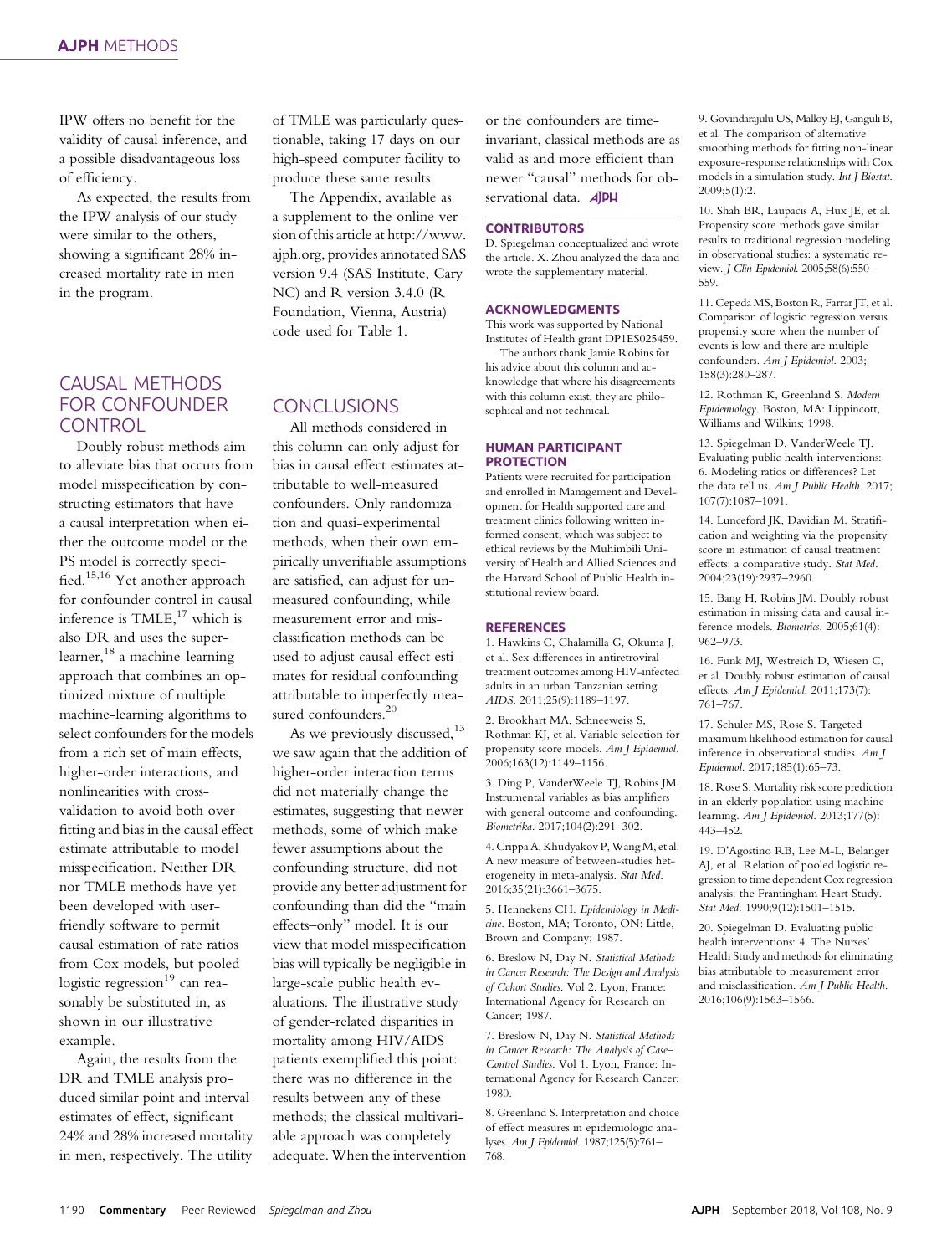IPW offers no benefit for the validity of causal inference, and a possible disadvantageous loss of efficiency.

As expected, the results from the IPW analysis of our study were similar to the others, showing a significant 28% increased mortality rate in men in the program.

## CAUSAL METHODS FOR CONFOUNDER CONTROL

Doubly robust methods aim to alleviate bias that occurs from model misspecification by constructing estimators that have a causal interpretation when either the outcome model or the PS model is correctly specified.[15,16] Yet another approach for confounder control in causal inference is TMLE,[17] which is also DR and uses the superlearner,[18] a machine-learning approach that combines an optimized mixture of multiple machine-learning algorithms to select confounders for the models from a rich set of main effects, higher-order interactions, and nonlinearities with cross-validation to avoid both overfitting and bias in the causal effect estimate attributable to model misspecification. Neither DR nor TMLE methods have yet been developed with user-friendly software to permit causal estimation of rate ratios from Cox models, but pooled logistic regression[19] can reasonably be substituted in, as shown in our illustrative example.

Again, the results from the DR and TMLE analysis produced similar point and interval estimates of effect, significant 24% and 28% increased mortality in men, respectively. The utility of TMLE was particularly questionable, taking 17 days on our high-speed computer facility to produce these same results.

The Appendix, available as a supplement to the online version of this article at http://www.ajph.org, provides annotated SAS version 9.4 (SAS Institute, Cary NC) and R version 3.4.0 (R Foundation, Vienna, Austria) code used for Table 1.

## CONCLUSIONS

All methods considered in this column can only adjust for bias in causal effect estimates attributable to well-measured confounders. Only randomization and quasi-experimental methods, when their own empirically unverifiable assumptions are satisfied, can adjust for unmeasured confounding, while measurement error and misclassification methods can be used to adjust causal effect estimates for residual confounding attributable to imperfectly measured confounders.[20]

As we previously discussed,[13] we saw again that the addition of higher-order interaction terms did not materially change the estimates, suggesting that newer methods, some of which make fewer assumptions about the confounding structure, did not provide any better adjustment for confounding than did the "main effects–only" model. It is our view that model misspecification bias will typically be negligible in large-scale public health evaluations. The illustrative study of gender-related disparities in mortality among HIV/AIDS patients exemplified this point: there was no difference in the results between any of these methods; the classical multivariable approach was completely adequate. When the intervention or the confounders are time-invariant, classical methods are as valid as and more efficient than newer "causal" methods for observational data.

### CONTRIBUTORS

D. Spiegelman conceptualized and wrote the article. X. Zhou analyzed the data and wrote the supplementary material.

### ACKNOWLEDGMENTS

This work was supported by National Institutes of Health grant DP1ES025459.

The authors thank Jamie Robins for his advice about this column and acknowledge that where his disagreements with this column exist, they are philosophical and not technical.

### HUMAN PARTICIPANT PROTECTION

Patients were recruited for participation and enrolled in Management and Development for Health supported care and treatment clinics following written informed consent, which was subject to ethical reviews by the Muhimbili University of Health and Allied Sciences and the Harvard School of Public Health institutional review board.

### REFERENCES

1. Hawkins C, Chalamilla G, Okuma J, et al. Sex differences in antiretroviral treatment outcomes among HIV-infected adults in an urban Tanzanian setting. *AIDS*. 2011;25(9):1189–1197.

2. Brookhart MA, Schneeweiss S, Rothman KJ, et al. Variable selection for propensity score models. *Am J Epidemiol*. 2006;163(12):1149–1156.

3. Ding P, VanderWeele TJ, Robins JM. Instrumental variables as bias amplifiers with general outcome and confounding. *Biometrika*. 2017;104(2):291–302.

4. Crippa A, Khudyakov P, Wang M, et al. A new measure of between-studies heterogeneity in meta-analysis. *Stat Med*. 2016;35(21):3661–3675.

5. Hennekens CH. *Epidemiology in Medicine*. Boston, MA; Toronto, ON: Little, Brown and Company; 1987.

6. Breslow N, Day N. *Statistical Methods in Cancer Research: The Design and Analysis of Cohort Studies*. Vol 2. Lyon, France: International Agency for Research on Cancer; 1987.

7. Breslow N, Day N. *Statistical Methods in Cancer Research: The Analysis of Case–Control Studies*. Vol 1. Lyon, France: International Agency for Research Cancer; 1980.

8. Greenland S. Interpretation and choice of effect measures in epidemiologic analyses. *Am J Epidemiol*. 1987;125(5):761–768.

9. Govindarajulu US, Malloy EJ, Ganguli B, et al. The comparison of alternative smoothing methods for fitting non-linear exposure-response relationships with Cox models in a simulation study. *Int J Biostat*. 2009;5(1):2.

10. Shah BR, Laupacis A, Hux JE, et al. Propensity score methods gave similar results to traditional regression modeling in observational studies: a systematic review. *J Clin Epidemiol*. 2005;58(6):550–559.

11. Cepeda MS, Boston R, Farrar JT, et al. Comparison of logistic regression versus propensity score when the number of events is low and there are multiple confounders. *Am J Epidemiol*. 2003;158(3):280–287.

12. Rothman K, Greenland S. *Modern Epidemiology*. Boston, MA: Lippincott, Williams and Wilkins; 1998.

13. Spiegelman D, VanderWeele TJ. Evaluating public health interventions: 6. Modeling ratios or differences? Let the data tell us. *Am J Public Health*. 2017;107(7):1087–1091.

14. Lunceford JK, Davidian M. Stratification and weighting via the propensity score in estimation of causal treatment effects: a comparative study. *Stat Med*. 2004;23(19):2937–2960.

15. Bang H, Robins JM. Doubly robust estimation in missing data and causal inference models. *Biometrics*. 2005;61(4):962–973.

16. Funk MJ, Westreich D, Wiesen C, et al. Doubly robust estimation of causal effects. *Am J Epidemiol*. 2011;173(7):761–767.

17. Schuler MS, Rose S. Targeted maximum likelihood estimation for causal inference in observational studies. *Am J Epidemiol*. 2017;185(1):65–73.

18. Rose S. Mortality risk score prediction in an elderly population using machine learning. *Am J Epidemiol*. 2013;177(5):443–452.

19. D'Agostino RB, Lee M-L, Belanger AJ, et al. Relation of pooled logistic regression to time dependent Cox regression analysis: the Framingham Heart Study. *Stat Med*. 1990;9(12):1501–1515.

20. Spiegelman D. Evaluating public health interventions: 4. The Nurses' Health Study and methods for eliminating bias attributable to measurement error and misclassification. *Am J Public Health*. 2016;106(9):1563–1566.